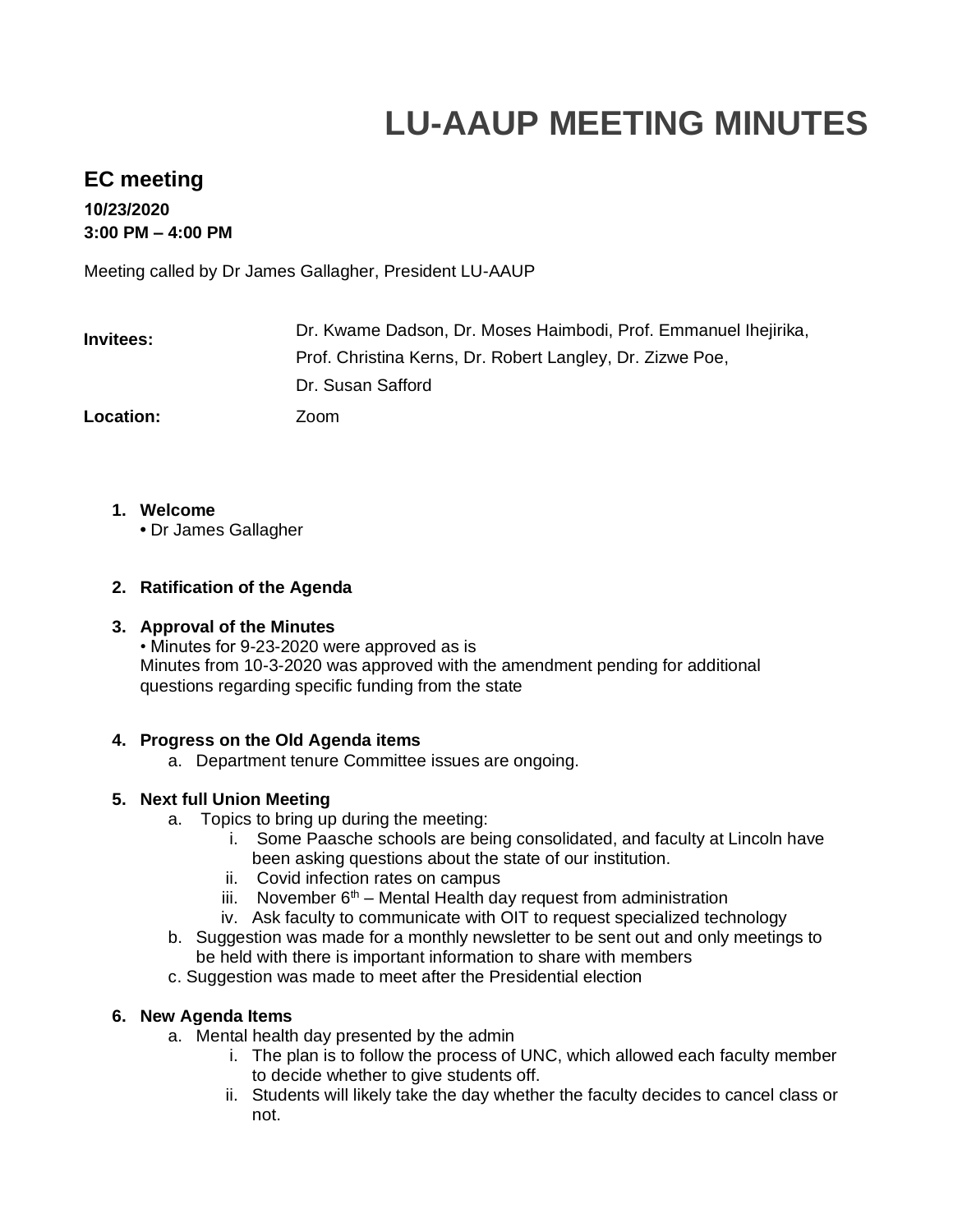# LU-AAUP MEETING MINUTES

## EC meeting

**10/23/2020**
**3:00 PM – 4:00 PM**

Meeting called by Dr James Gallagher, President LU-AAUP

| | |
|---|---|
| **Invitees:** | Dr. Kwame Dadson, Dr. Moses Haimbodi, Prof. Emmanuel Ihejirika, Prof. Christina Kerns, Dr. Robert Langley, Dr. Zizwe Poe, Dr. Susan Safford |
| **Location:** | Zoom |

1. **Welcome**
   • Dr James Gallagher

2. **Ratification of the Agenda**

3. **Approval of the Minutes**
   • Minutes for 9-23-2020 were approved as is
   Minutes from 10-3-2020 was approved with the amendment pending for additional questions regarding specific funding from the state

4. **Progress on the Old Agenda items**
   a. Department tenure Committee issues are ongoing.

5. **Next full Union Meeting**
   a. Topics to bring up during the meeting:
      i. Some Paasche schools are being consolidated, and faculty at Lincoln have been asking questions about the state of our institution.
      ii. Covid infection rates on campus
      iii. November 6th – Mental Health day request from administration
      iv. Ask faculty to communicate with OIT to request specialized technology
   b. Suggestion was made for a monthly newsletter to be sent out and only meetings to be held with there is important information to share with members
   c. Suggestion was made to meet after the Presidential election

6. **New Agenda Items**
   a. Mental health day presented by the admin
      i. The plan is to follow the process of UNC, which allowed each faculty member to decide whether to give students off.
      ii. Students will likely take the day whether the faculty decides to cancel class or not.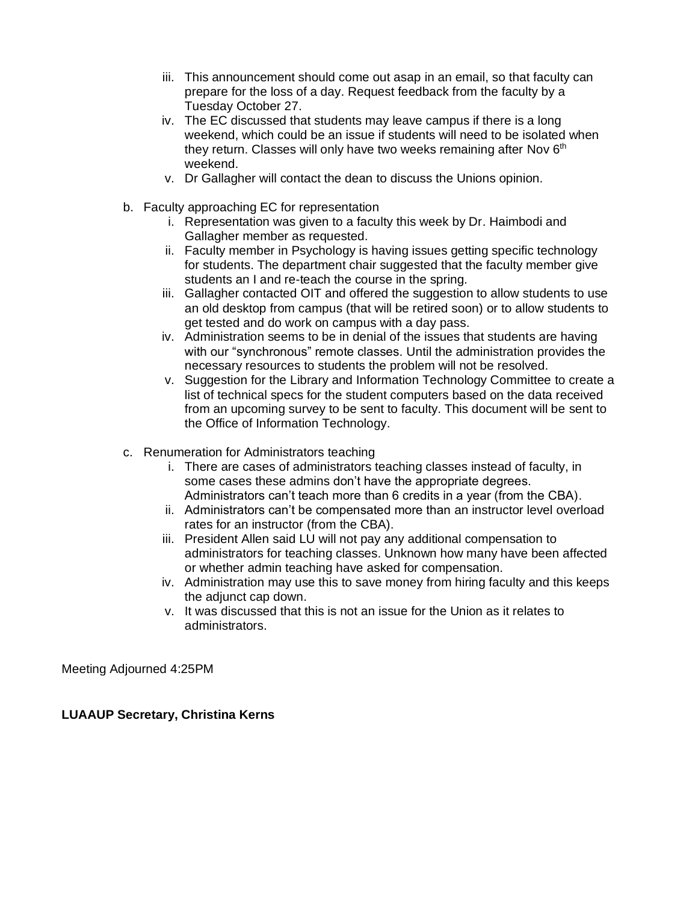iii. This announcement should come out asap in an email, so that faculty can prepare for the loss of a day. Request feedback from the faculty by a Tuesday October 27.

iv. The EC discussed that students may leave campus if there is a long weekend, which could be an issue if students will need to be isolated when they return. Classes will only have two weeks remaining after Nov 6th weekend.

v. Dr Gallagher will contact the dean to discuss the Unions opinion.

b. Faculty approaching EC for representation

i. Representation was given to a faculty this week by Dr. Haimbodi and Gallagher member as requested.

ii. Faculty member in Psychology is having issues getting specific technology for students. The department chair suggested that the faculty member give students an I and re-teach the course in the spring.

iii. Gallagher contacted OIT and offered the suggestion to allow students to use an old desktop from campus (that will be retired soon) or to allow students to get tested and do work on campus with a day pass.

iv. Administration seems to be in denial of the issues that students are having with our "synchronous" remote classes. Until the administration provides the necessary resources to students the problem will not be resolved.

v. Suggestion for the Library and Information Technology Committee to create a list of technical specs for the student computers based on the data received from an upcoming survey to be sent to faculty. This document will be sent to the Office of Information Technology.

c. Renumeration for Administrators teaching

i. There are cases of administrators teaching classes instead of faculty, in some cases these admins don't have the appropriate degrees. Administrators can't teach more than 6 credits in a year (from the CBA).

ii. Administrators can't be compensated more than an instructor level overload rates for an instructor (from the CBA).

iii. President Allen said LU will not pay any additional compensation to administrators for teaching classes. Unknown how many have been affected or whether admin teaching have asked for compensation.

iv. Administration may use this to save money from hiring faculty and this keeps the adjunct cap down.

v. It was discussed that this is not an issue for the Union as it relates to administrators.

Meeting Adjourned 4:25PM

**LUAAUP Secretary, Christina Kerns**